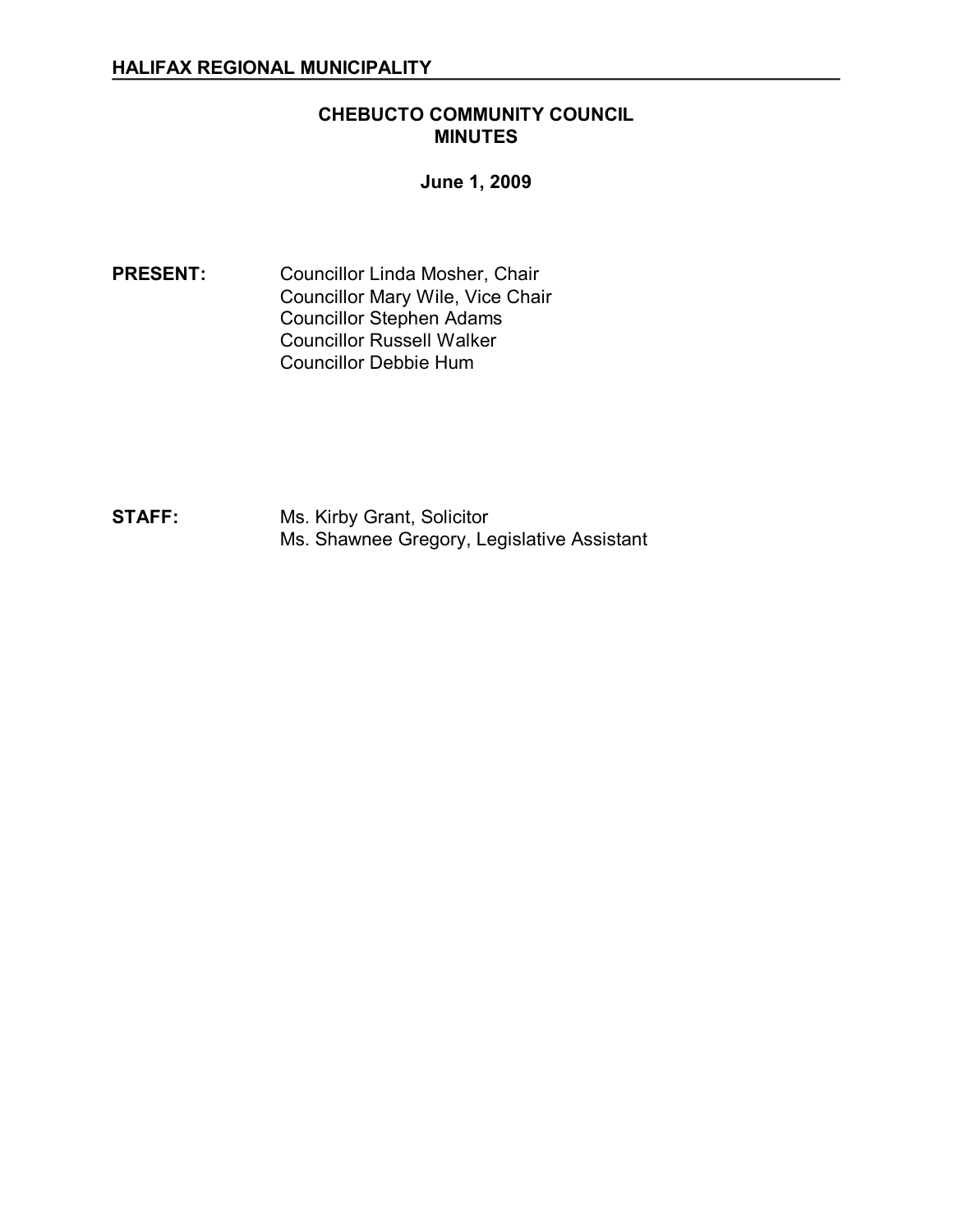**HALIFAX REGIONAL MUNICIPALITY**

# CHEBUCTO COMMUNITY COUNCIL
# MINUTES

**June 1, 2009**

**PRESENT:** Councillor Linda Mosher, Chair
Councillor Mary Wile, Vice Chair
Councillor Stephen Adams
Councillor Russell Walker
Councillor Debbie Hum

**STAFF:** Ms. Kirby Grant, Solicitor
Ms. Shawnee Gregory, Legislative Assistant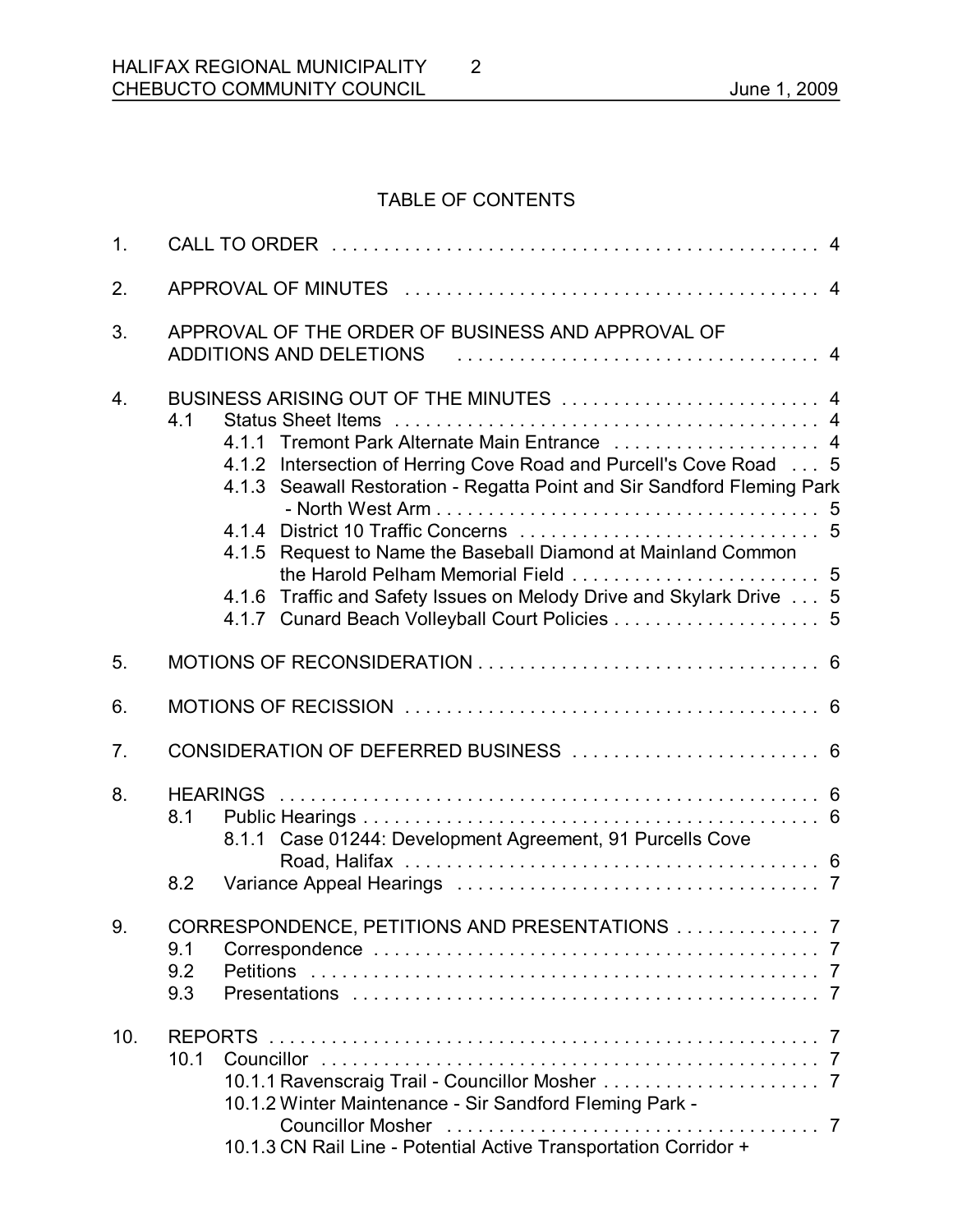## TABLE OF CONTENTS

1. CALL TO ORDER . . . . . . . . . . . . . . . . . . . . . . . . . . . . . . . . . . . . . . . . . . . . . . . 4

2. APPROVAL OF MINUTES . . . . . . . . . . . . . . . . . . . . . . . . . . . . . . . . . . . . . . . . 4

3. APPROVAL OF THE ORDER OF BUSINESS AND APPROVAL OF ADDITIONS AND DELETIONS . . . . . . . . . . . . . . . . . . . . . . . . . . . . . . . . . . . 4

4. BUSINESS ARISING OUT OF THE MINUTES . . . . . . . . . . . . . . . . . . . . . . . . . 4
   - 4.1 Status Sheet Items . . . . . . . . . . . . . . . . . . . . . . . . . . . . . . . . . . . . . . . . . 4
     - 4.1.1 Tremont Park Alternate Main Entrance . . . . . . . . . . . . . . . . . . . 4
     - 4.1.2 Intersection of Herring Cove Road and Purcell's Cove Road . . . 5
     - 4.1.3 Seawall Restoration - Regatta Point and Sir Sandford Fleming Park - North West Arm . . . . . . . . . . . . . . . . . . . . . . . . . . . . . . . . . . . . 5
     - 4.1.4 District 10 Traffic Concerns . . . . . . . . . . . . . . . . . . . . . . . . . . . . 5
     - 4.1.5 Request to Name the Baseball Diamond at Mainland Common the Harold Pelham Memorial Field . . . . . . . . . . . . . . . . . . . . . . . 5
     - 4.1.6 Traffic and Safety Issues on Melody Drive and Skylark Drive . . . 5
     - 4.1.7 Cunard Beach Volleyball Court Policies . . . . . . . . . . . . . . . . . . . 5

5. MOTIONS OF RECONSIDERATION . . . . . . . . . . . . . . . . . . . . . . . . . . . . . . . . 6

6. MOTIONS OF RECISSION . . . . . . . . . . . . . . . . . . . . . . . . . . . . . . . . . . . . . . . 6

7. CONSIDERATION OF DEFERRED BUSINESS . . . . . . . . . . . . . . . . . . . . . . . 6

8. HEARINGS . . . . . . . . . . . . . . . . . . . . . . . . . . . . . . . . . . . . . . . . . . . . . . . . . . . 6
   - 8.1 Public Hearings . . . . . . . . . . . . . . . . . . . . . . . . . . . . . . . . . . . . . . . . . . . . 6
     - 8.1.1 Case 01244: Development Agreement, 91 Purcells Cove Road, Halifax . . . . . . . . . . . . . . . . . . . . . . . . . . . . . . . . . . . . . . . 6
   - 8.2 Variance Appeal Hearings . . . . . . . . . . . . . . . . . . . . . . . . . . . . . . . . . . 7

9. CORRESPONDENCE, PETITIONS AND PRESENTATIONS . . . . . . . . . . . . . . 7
   - 9.1 Correspondence . . . . . . . . . . . . . . . . . . . . . . . . . . . . . . . . . . . . . . . . . . . 7
   - 9.2 Petitions . . . . . . . . . . . . . . . . . . . . . . . . . . . . . . . . . . . . . . . . . . . . . . . . 7
   - 9.3 Presentations . . . . . . . . . . . . . . . . . . . . . . . . . . . . . . . . . . . . . . . . . . . . 7

10. REPORTS . . . . . . . . . . . . . . . . . . . . . . . . . . . . . . . . . . . . . . . . . . . . . . . . . . . . 7
    - 10.1 Councillor . . . . . . . . . . . . . . . . . . . . . . . . . . . . . . . . . . . . . . . . . . . . . . . 7
      - 10.1.1 Ravenscraig Trail - Councillor Mosher . . . . . . . . . . . . . . . . . . . . 7
      - 10.1.2 Winter Maintenance - Sir Sandford Fleming Park - Councillor Mosher . . . . . . . . . . . . . . . . . . . . . . . . . . . . . . . . . . . 7
      - 10.1.3 CN Rail Line - Potential Active Transportation Corridor +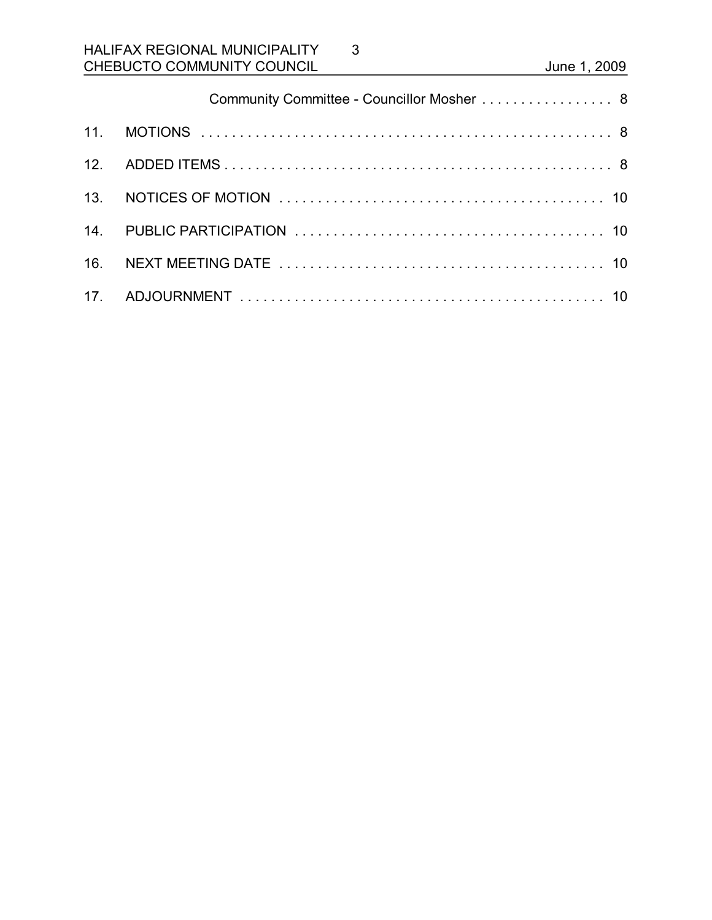Community Committee - Councillor Mosher . . . . . . . . . . . . . . . . . 8

11. MOTIONS . . . . . . . . . . . . . . . . . . . . . . . . . . . . . . . . . . . . . . . . . . . . . . . . . . . . 8

12. ADDED ITEMS . . . . . . . . . . . . . . . . . . . . . . . . . . . . . . . . . . . . . . . . . . . . . . . . 8

13. NOTICES OF MOTION . . . . . . . . . . . . . . . . . . . . . . . . . . . . . . . . . . . . . . . . . 10

14. PUBLIC PARTICIPATION . . . . . . . . . . . . . . . . . . . . . . . . . . . . . . . . . . . . . . . 10

16. NEXT MEETING DATE . . . . . . . . . . . . . . . . . . . . . . . . . . . . . . . . . . . . . . . . . 10

17. ADJOURNMENT . . . . . . . . . . . . . . . . . . . . . . . . . . . . . . . . . . . . . . . . . . . . . . . 10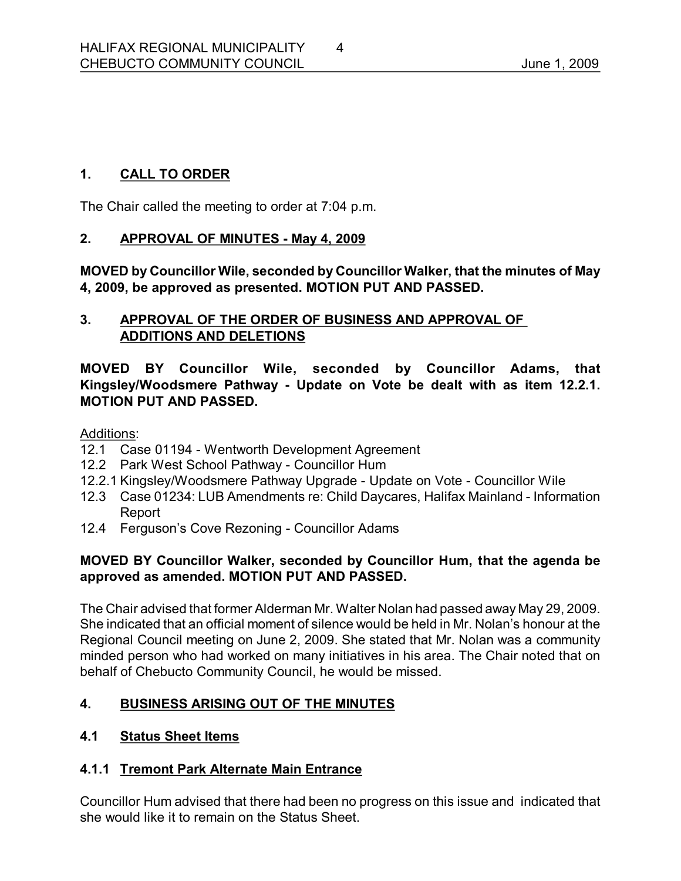## 1. CALL TO ORDER

The Chair called the meeting to order at 7:04 p.m.

## 2. APPROVAL OF MINUTES - May 4, 2009

**MOVED by Councillor Wile, seconded by Councillor Walker, that the minutes of May 4, 2009, be approved as presented. MOTION PUT AND PASSED.**

## 3. APPROVAL OF THE ORDER OF BUSINESS AND APPROVAL OF ADDITIONS AND DELETIONS

**MOVED BY Councillor Wile, seconded by Councillor Adams, that Kingsley/Woodsmere Pathway - Update on Vote be dealt with as item 12.2.1. MOTION PUT AND PASSED.**

Additions:

- 12.1 Case 01194 - Wentworth Development Agreement
- 12.2 Park West School Pathway - Councillor Hum
- 12.2.1 Kingsley/Woodsmere Pathway Upgrade - Update on Vote - Councillor Wile
- 12.3 Case 01234: LUB Amendments re: Child Daycares, Halifax Mainland - Information Report
- 12.4 Ferguson's Cove Rezoning - Councillor Adams

**MOVED BY Councillor Walker, seconded by Councillor Hum, that the agenda be approved as amended. MOTION PUT AND PASSED.**

The Chair advised that former Alderman Mr. Walter Nolan had passed away May 29, 2009. She indicated that an official moment of silence would be held in Mr. Nolan's honour at the Regional Council meeting on June 2, 2009. She stated that Mr. Nolan was a community minded person who had worked on many initiatives in his area. The Chair noted that on behalf of Chebucto Community Council, he would be missed.

## 4. BUSINESS ARISING OUT OF THE MINUTES

### 4.1 Status Sheet Items

### 4.1.1 Tremont Park Alternate Main Entrance

Councillor Hum advised that there had been no progress on this issue and indicated that she would like it to remain on the Status Sheet.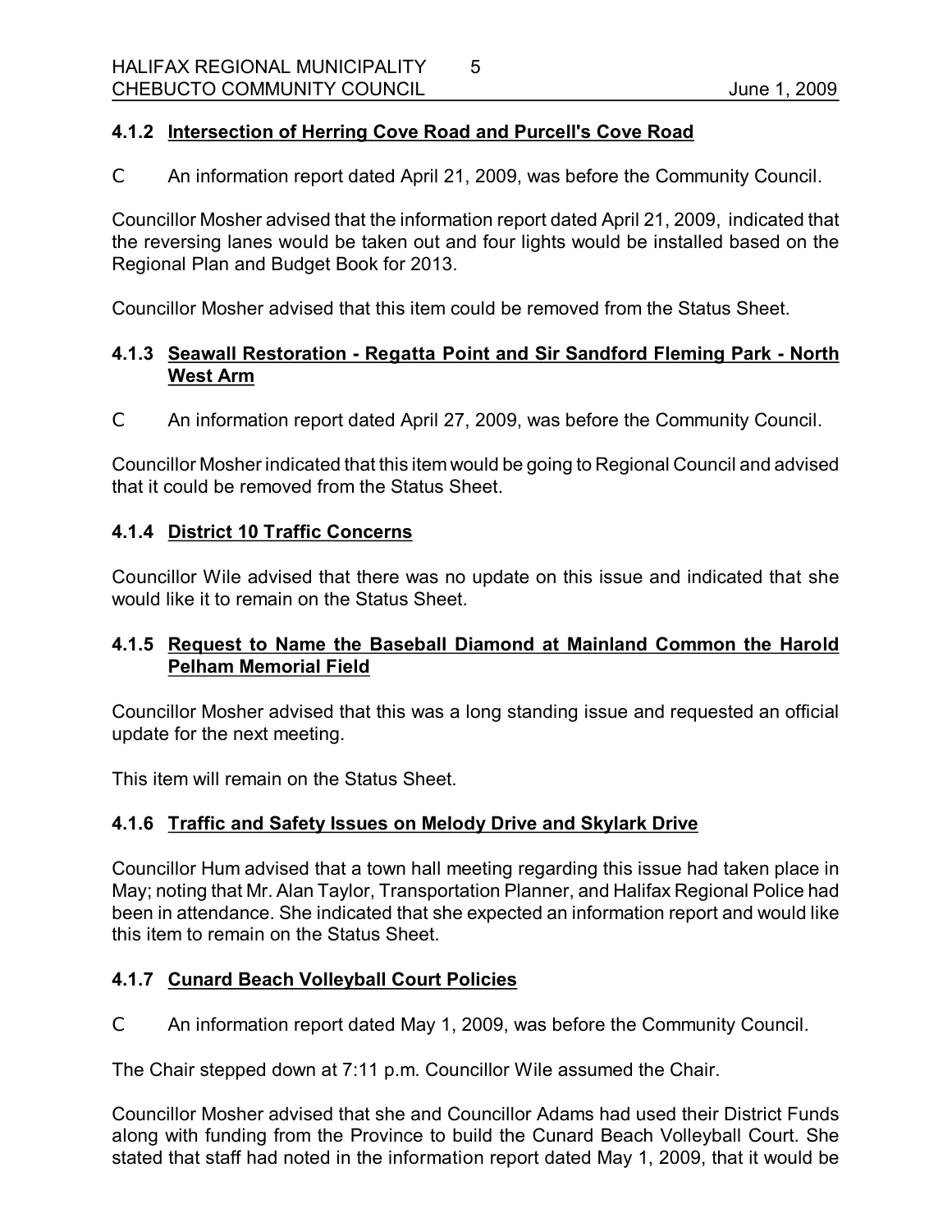### 4.1.2 Intersection of Herring Cove Road and Purcell's Cove Road

C An information report dated April 21, 2009, was before the Community Council.

Councillor Mosher advised that the information report dated April 21, 2009, indicated that the reversing lanes would be taken out and four lights would be installed based on the Regional Plan and Budget Book for 2013.

Councillor Mosher advised that this item could be removed from the Status Sheet.

### 4.1.3 Seawall Restoration - Regatta Point and Sir Sandford Fleming Park - North West Arm

C An information report dated April 27, 2009, was before the Community Council.

Councillor Mosher indicated that this item would be going to Regional Council and advised that it could be removed from the Status Sheet.

### 4.1.4 District 10 Traffic Concerns

Councillor Wile advised that there was no update on this issue and indicated that she would like it to remain on the Status Sheet.

### 4.1.5 Request to Name the Baseball Diamond at Mainland Common the Harold Pelham Memorial Field

Councillor Mosher advised that this was a long standing issue and requested an official update for the next meeting.

This item will remain on the Status Sheet.

### 4.1.6 Traffic and Safety Issues on Melody Drive and Skylark Drive

Councillor Hum advised that a town hall meeting regarding this issue had taken place in May; noting that Mr. Alan Taylor, Transportation Planner, and Halifax Regional Police had been in attendance. She indicated that she expected an information report and would like this item to remain on the Status Sheet.

### 4.1.7 Cunard Beach Volleyball Court Policies

C An information report dated May 1, 2009, was before the Community Council.

The Chair stepped down at 7:11 p.m. Councillor Wile assumed the Chair.

Councillor Mosher advised that she and Councillor Adams had used their District Funds along with funding from the Province to build the Cunard Beach Volleyball Court. She stated that staff had noted in the information report dated May 1, 2009, that it would be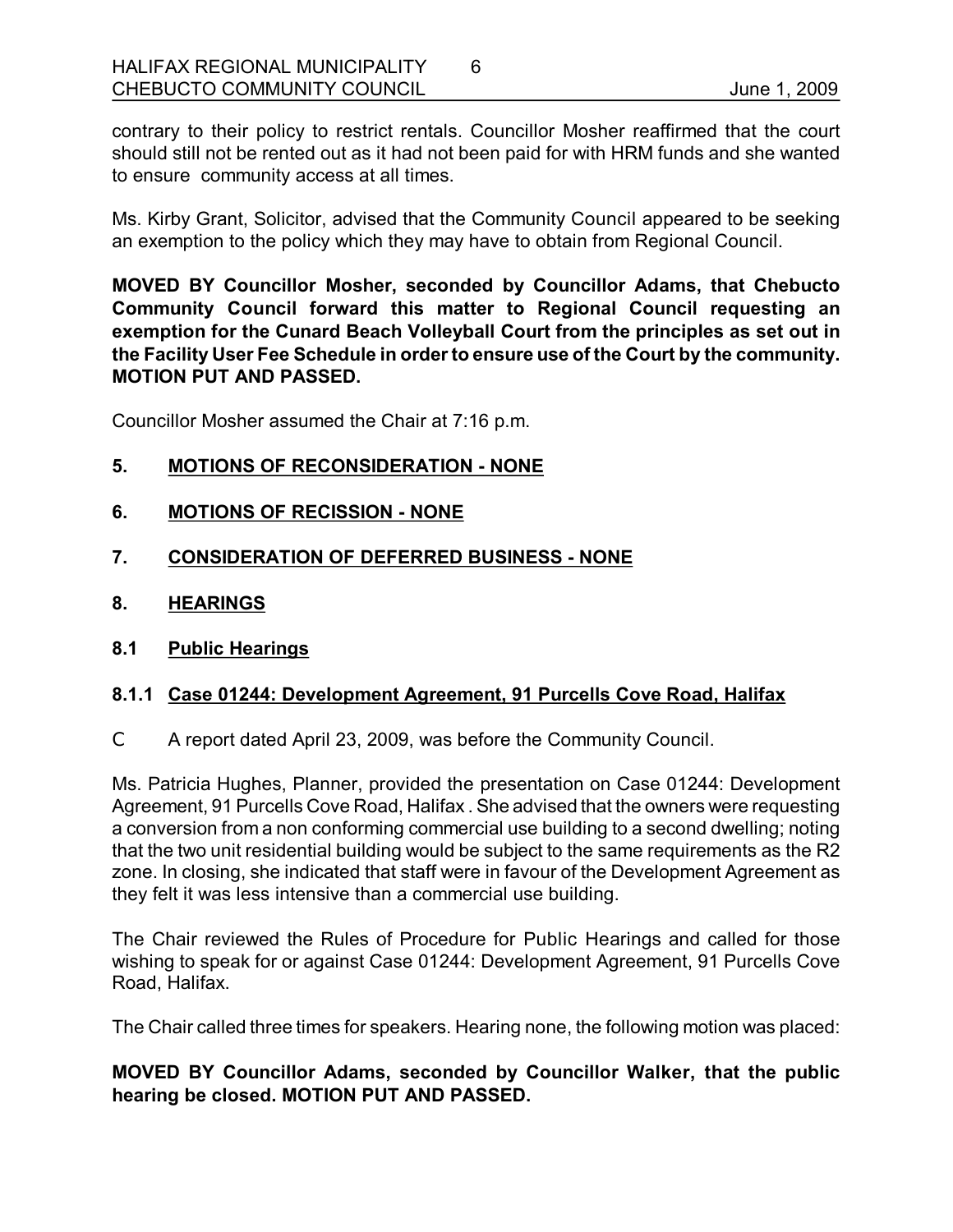contrary to their policy to restrict rentals. Councillor Mosher reaffirmed that the court should still not be rented out as it had not been paid for with HRM funds and she wanted to ensure community access at all times.

Ms. Kirby Grant, Solicitor, advised that the Community Council appeared to be seeking an exemption to the policy which they may have to obtain from Regional Council.

**MOVED BY Councillor Mosher, seconded by Councillor Adams, that Chebucto Community Council forward this matter to Regional Council requesting an exemption for the Cunard Beach Volleyball Court from the principles as set out in the Facility User Fee Schedule in order to ensure use of the Court by the community. MOTION PUT AND PASSED.**

Councillor Mosher assumed the Chair at 7:16 p.m.

## 5. MOTIONS OF RECONSIDERATION - NONE

## 6. MOTIONS OF RECISSION - NONE

## 7. CONSIDERATION OF DEFERRED BUSINESS - NONE

## 8. HEARINGS

### 8.1 Public Hearings

#### 8.1.1 Case 01244: Development Agreement, 91 Purcells Cove Road, Halifax

- A report dated April 23, 2009, was before the Community Council.

Ms. Patricia Hughes, Planner, provided the presentation on Case 01244: Development Agreement, 91 Purcells Cove Road, Halifax . She advised that the owners were requesting a conversion from a non conforming commercial use building to a second dwelling; noting that the two unit residential building would be subject to the same requirements as the R2 zone. In closing, she indicated that staff were in favour of the Development Agreement as they felt it was less intensive than a commercial use building.

The Chair reviewed the Rules of Procedure for Public Hearings and called for those wishing to speak for or against Case 01244: Development Agreement, 91 Purcells Cove Road, Halifax.

The Chair called three times for speakers. Hearing none, the following motion was placed:

**MOVED BY Councillor Adams, seconded by Councillor Walker, that the public hearing be closed. MOTION PUT AND PASSED.**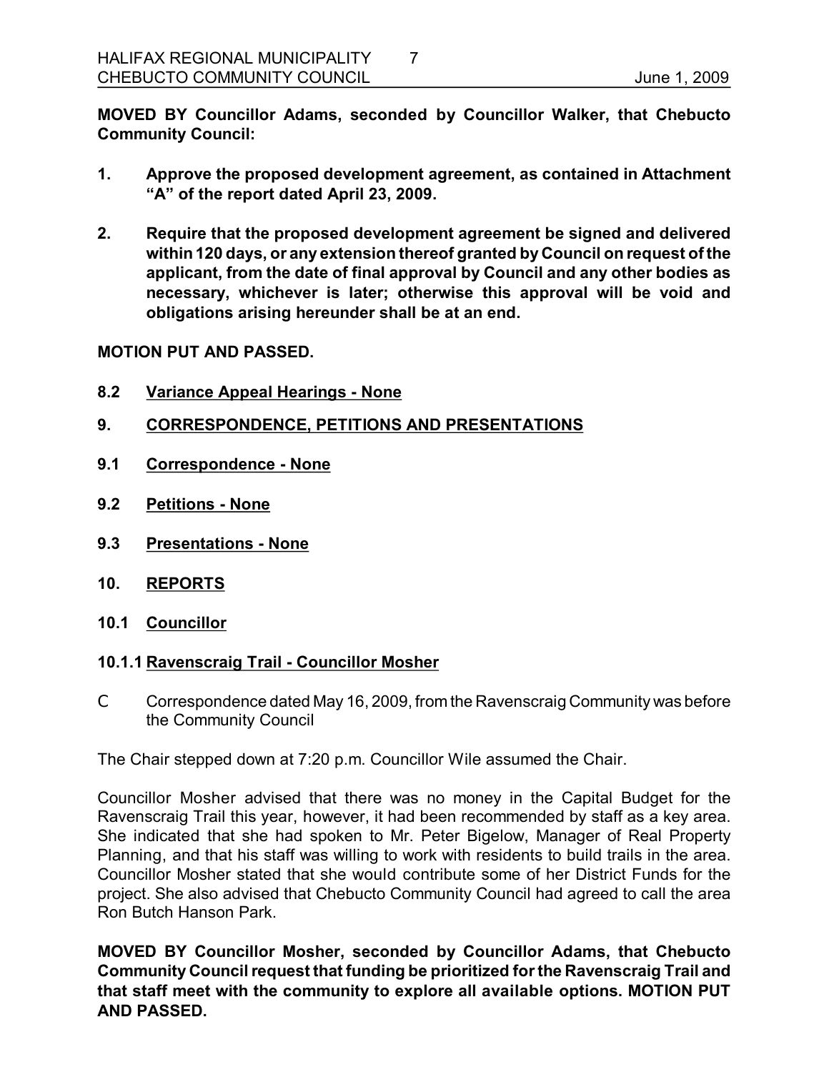**MOVED BY Councillor Adams, seconded by Councillor Walker, that Chebucto Community Council:**

1. **Approve the proposed development agreement, as contained in Attachment "A" of the report dated April 23, 2009.**

2. **Require that the proposed development agreement be signed and delivered within 120 days, or any extension thereof granted by Council on request of the applicant, from the date of final approval by Council and any other bodies as necessary, whichever is later; otherwise this approval will be void and obligations arising hereunder shall be at an end.**

**MOTION PUT AND PASSED.**

**8.2 Variance Appeal Hearings - None**

## 9. CORRESPONDENCE, PETITIONS AND PRESENTATIONS

**9.1 Correspondence - None**

**9.2 Petitions - None**

**9.3 Presentations - None**

## 10. REPORTS

**10.1 Councillor**

**10.1.1 Ravenscraig Trail - Councillor Mosher**

- Correspondence dated May 16, 2009, from the Ravenscraig Community was before the Community Council

The Chair stepped down at 7:20 p.m. Councillor Wile assumed the Chair.

Councillor Mosher advised that there was no money in the Capital Budget for the Ravenscraig Trail this year, however, it had been recommended by staff as a key area. She indicated that she had spoken to Mr. Peter Bigelow, Manager of Real Property Planning, and that his staff was willing to work with residents to build trails in the area. Councillor Mosher stated that she would contribute some of her District Funds for the project. She also advised that Chebucto Community Council had agreed to call the area Ron Butch Hanson Park.

**MOVED BY Councillor Mosher, seconded by Councillor Adams, that Chebucto Community Council request that funding be prioritized for the Ravenscraig Trail and that staff meet with the community to explore all available options. MOTION PUT AND PASSED.**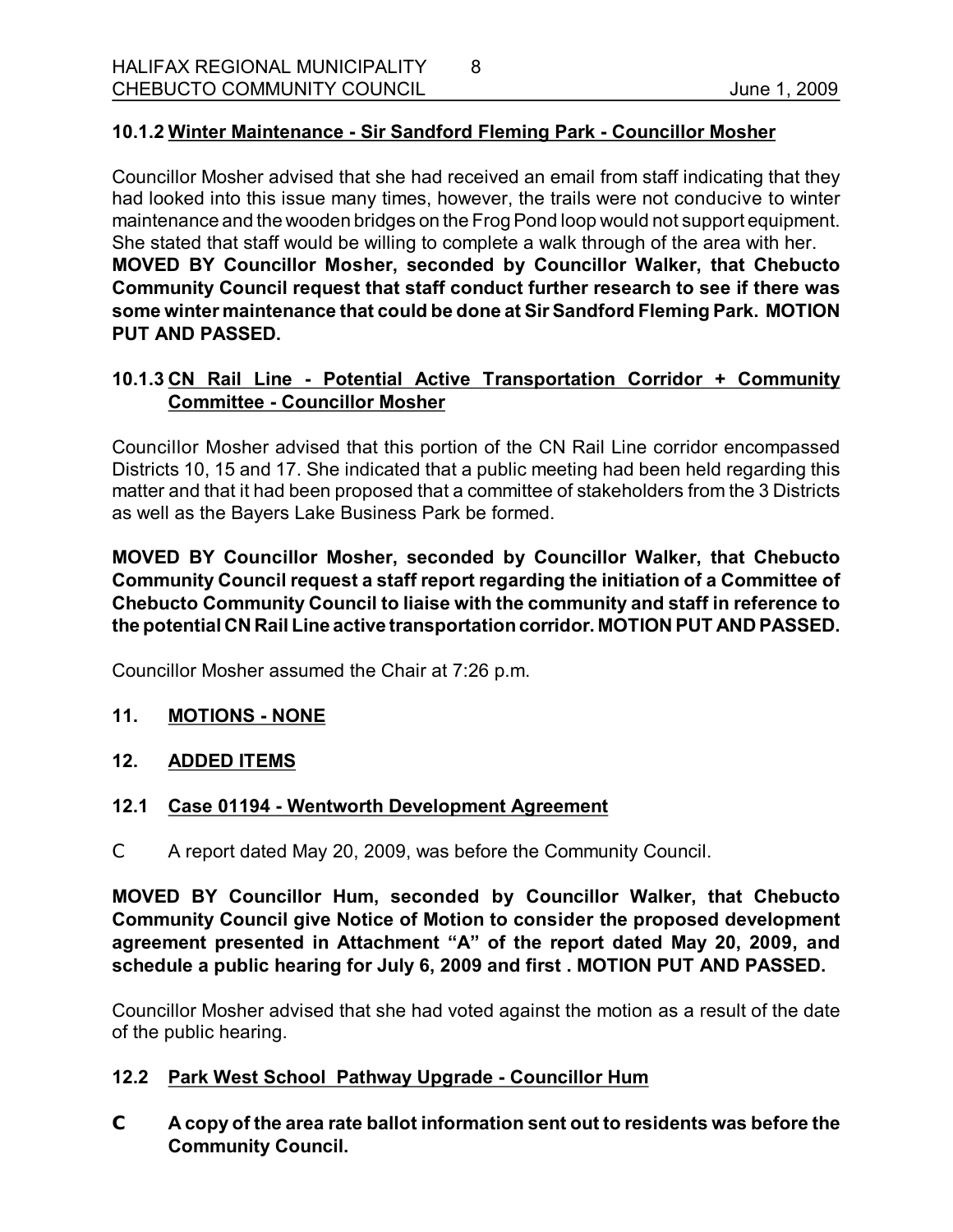### 10.1.2 Winter Maintenance - Sir Sandford Fleming Park - Councillor Mosher

Councillor Mosher advised that she had received an email from staff indicating that they had looked into this issue many times, however, the trails were not conducive to winter maintenance and the wooden bridges on the Frog Pond loop would not support equipment. She stated that staff would be willing to complete a walk through of the area with her.

**MOVED BY Councillor Mosher, seconded by Councillor Walker, that Chebucto Community Council request that staff conduct further research to see if there was some winter maintenance that could be done at Sir Sandford Fleming Park. MOTION PUT AND PASSED.**

### 10.1.3 CN Rail Line - Potential Active Transportation Corridor + Community Committee - Councillor Mosher

Councillor Mosher advised that this portion of the CN Rail Line corridor encompassed Districts 10, 15 and 17. She indicated that a public meeting had been held regarding this matter and that it had been proposed that a committee of stakeholders from the 3 Districts as well as the Bayers Lake Business Park be formed.

**MOVED BY Councillor Mosher, seconded by Councillor Walker, that Chebucto Community Council request a staff report regarding the initiation of a Committee of Chebucto Community Council to liaise with the community and staff in reference to the potential CN Rail Line active transportation corridor. MOTION PUT AND PASSED.**

Councillor Mosher assumed the Chair at 7:26 p.m.

## 11. MOTIONS - NONE

## 12. ADDED ITEMS

### 12.1 Case 01194 - Wentworth Development Agreement

- A report dated May 20, 2009, was before the Community Council.

**MOVED BY Councillor Hum, seconded by Councillor Walker, that Chebucto Community Council give Notice of Motion to consider the proposed development agreement presented in Attachment "A" of the report dated May 20, 2009, and schedule a public hearing for July 6, 2009 and first . MOTION PUT AND PASSED.**

Councillor Mosher advised that she had voted against the motion as a result of the date of the public hearing.

### 12.2 Park West School Pathway Upgrade - Councillor Hum

- **A copy of the area rate ballot information sent out to residents was before the Community Council.**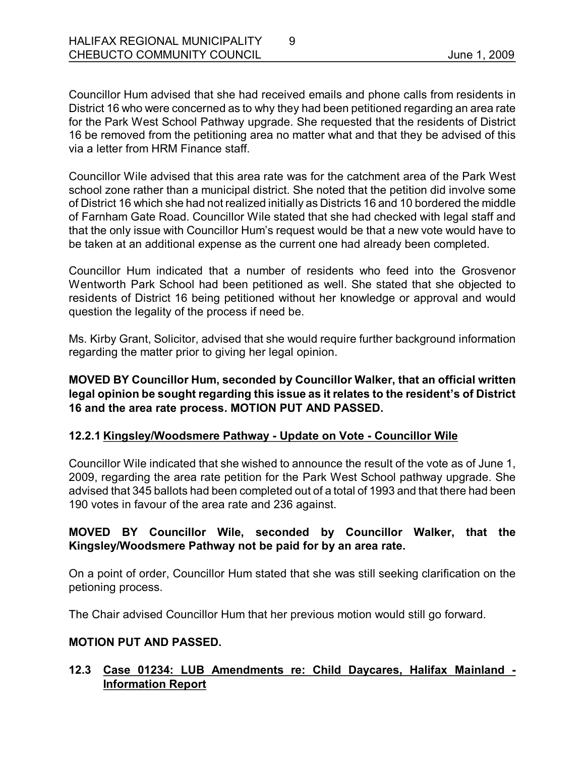Councillor Hum advised that she had received emails and phone calls from residents in District 16 who were concerned as to why they had been petitioned regarding an area rate for the Park West School Pathway upgrade. She requested that the residents of District 16 be removed from the petitioning area no matter what and that they be advised of this via a letter from HRM Finance staff.

Councillor Wile advised that this area rate was for the catchment area of the Park West school zone rather than a municipal district. She noted that the petition did involve some of District 16 which she had not realized initially as Districts 16 and 10 bordered the middle of Farnham Gate Road. Councillor Wile stated that she had checked with legal staff and that the only issue with Councillor Hum's request would be that a new vote would have to be taken at an additional expense as the current one had already been completed.

Councillor Hum indicated that a number of residents who feed into the Grosvenor Wentworth Park School had been petitioned as well. She stated that she objected to residents of District 16 being petitioned without her knowledge or approval and would question the legality of the process if need be.

Ms. Kirby Grant, Solicitor, advised that she would require further background information regarding the matter prior to giving her legal opinion.

**MOVED BY Councillor Hum, seconded by Councillor Walker, that an official written legal opinion be sought regarding this issue as it relates to the resident's of District 16 and the area rate process. MOTION PUT AND PASSED.**

### 12.2.1 Kingsley/Woodsmere Pathway - Update on Vote - Councillor Wile

Councillor Wile indicated that she wished to announce the result of the vote as of June 1, 2009, regarding the area rate petition for the Park West School pathway upgrade. She advised that 345 ballots had been completed out of a total of 1993 and that there had been 190 votes in favour of the area rate and 236 against.

**MOVED BY Councillor Wile, seconded by Councillor Walker, that the Kingsley/Woodsmere Pathway not be paid for by an area rate.**

On a point of order, Councillor Hum stated that she was still seeking clarification on the petioning process.

The Chair advised Councillor Hum that her previous motion would still go forward.

**MOTION PUT AND PASSED.**

## 12.3 Case 01234: LUB Amendments re: Child Daycares, Halifax Mainland - Information Report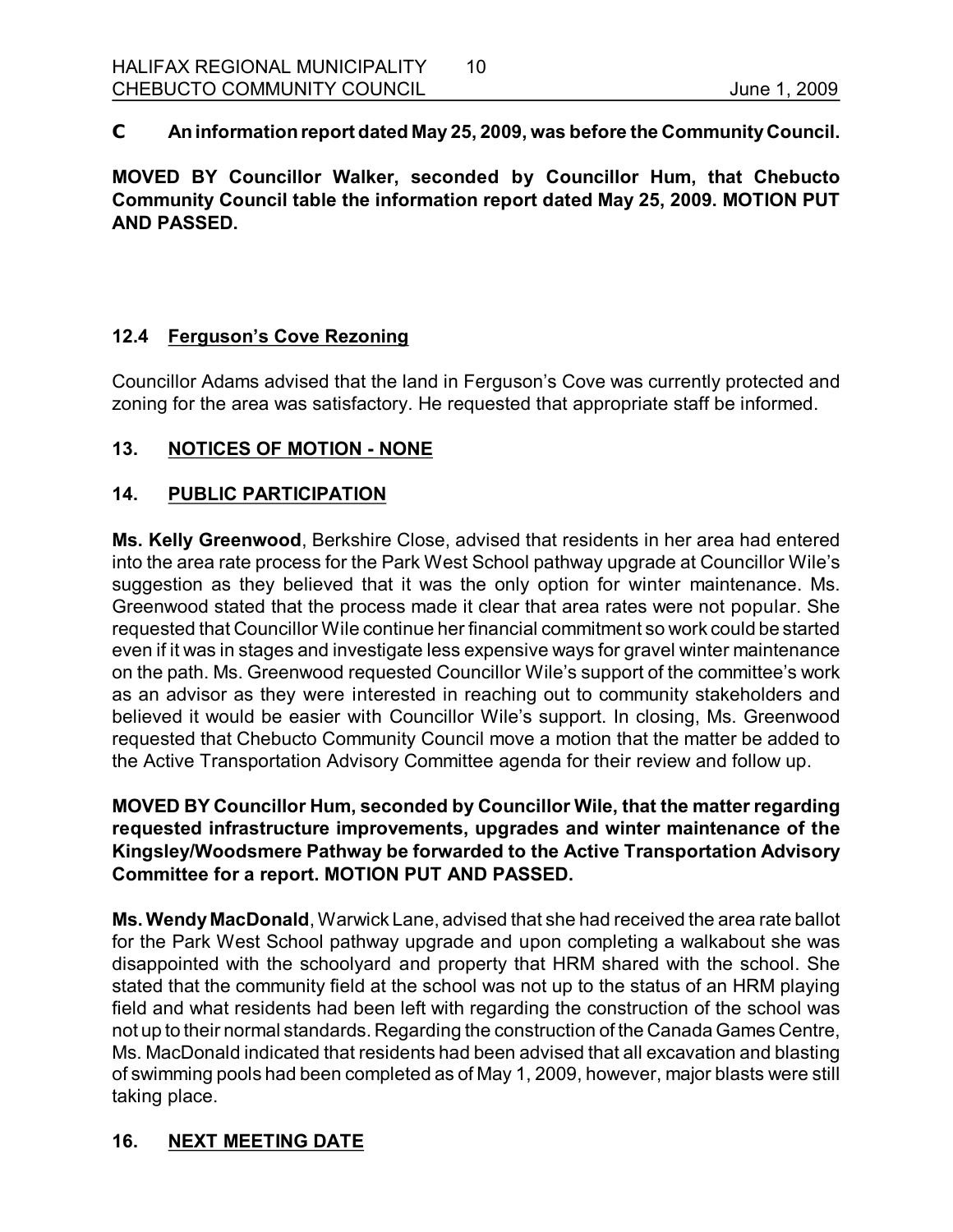**C An information report dated May 25, 2009, was before the Community Council.**

**MOVED BY Councillor Walker, seconded by Councillor Hum, that Chebucto Community Council table the information report dated May 25, 2009. MOTION PUT AND PASSED.**

## 12.4 Ferguson's Cove Rezoning

Councillor Adams advised that the land in Ferguson's Cove was currently protected and zoning for the area was satisfactory. He requested that appropriate staff be informed.

## 13. NOTICES OF MOTION - NONE

## 14. PUBLIC PARTICIPATION

**Ms. Kelly Greenwood**, Berkshire Close, advised that residents in her area had entered into the area rate process for the Park West School pathway upgrade at Councillor Wile's suggestion as they believed that it was the only option for winter maintenance. Ms. Greenwood stated that the process made it clear that area rates were not popular. She requested that Councillor Wile continue her financial commitment so work could be started even if it was in stages and investigate less expensive ways for gravel winter maintenance on the path. Ms. Greenwood requested Councillor Wile's support of the committee's work as an advisor as they were interested in reaching out to community stakeholders and believed it would be easier with Councillor Wile's support. In closing, Ms. Greenwood requested that Chebucto Community Council move a motion that the matter be added to the Active Transportation Advisory Committee agenda for their review and follow up.

**MOVED BY Councillor Hum, seconded by Councillor Wile, that the matter regarding requested infrastructure improvements, upgrades and winter maintenance of the Kingsley/Woodsmere Pathway be forwarded to the Active Transportation Advisory Committee for a report. MOTION PUT AND PASSED.**

**Ms. Wendy MacDonald**, Warwick Lane, advised that she had received the area rate ballot for the Park West School pathway upgrade and upon completing a walkabout she was disappointed with the schoolyard and property that HRM shared with the school. She stated that the community field at the school was not up to the status of an HRM playing field and what residents had been left with regarding the construction of the school was not up to their normal standards. Regarding the construction of the Canada Games Centre, Ms. MacDonald indicated that residents had been advised that all excavation and blasting of swimming pools had been completed as of May 1, 2009, however, major blasts were still taking place.

## 16. NEXT MEETING DATE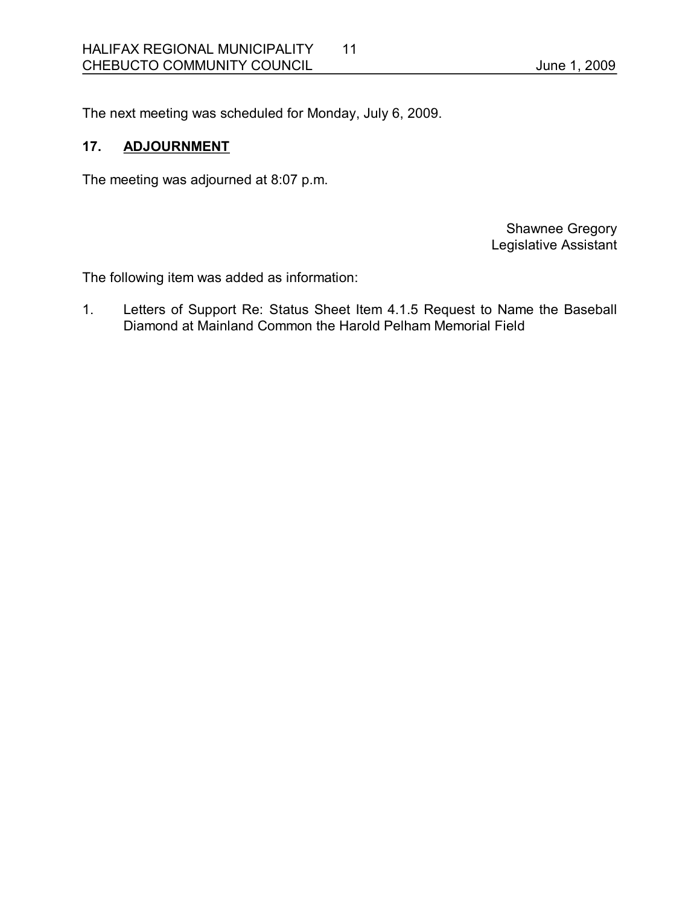The next meeting was scheduled for Monday, July 6, 2009.

## 17. ADJOURNMENT

The meeting was adjourned at 8:07 p.m.

Shawnee Gregory
Legislative Assistant

The following item was added as information:

1. Letters of Support Re: Status Sheet Item 4.1.5 Request to Name the Baseball Diamond at Mainland Common the Harold Pelham Memorial Field